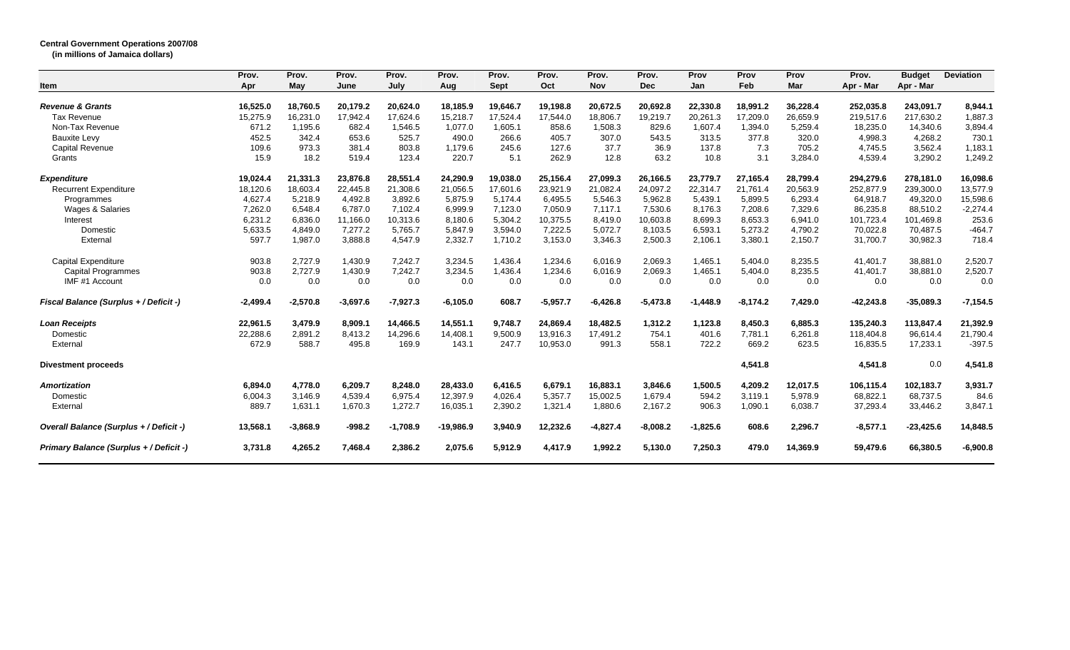**Central Government Operations 2007/08**
**(in millions of Jamaica dollars)**

| Item | Prov. Apr | Prov. May | Prov. June | Prov. July | Prov. Aug | Prov. Sept | Prov. Oct | Prov. Nov | Prov. Dec | Prov Jan | Prov Feb | Prov Mar | Prov. Apr - Mar | Budget Apr - Mar | Deviation |
|---|---|---|---|---|---|---|---|---|---|---|---|---|---|---|---|
| ***Revenue & Grants*** | **16,525.0** | **18,760.5** | **20,179.2** | **20,624.0** | **18,185.9** | **19,646.7** | **19,198.8** | **20,672.5** | **20,692.8** | **22,330.8** | **18,991.2** | **36,228.4** | **252,035.8** | **243,091.7** | **8,944.1** |
| Tax Revenue | 15,275.9 | 16,231.0 | 17,942.4 | 17,624.6 | 15,218.7 | 17,524.4 | 17,544.0 | 18,806.7 | 19,219.7 | 20,261.3 | 17,209.0 | 26,659.9 | 219,517.6 | 217,630.2 | 1,887.3 |
| Non-Tax Revenue | 671.2 | 1,195.6 | 682.4 | 1,546.5 | 1,077.0 | 1,605.1 | 858.6 | 1,508.3 | 829.6 | 1,607.4 | 1,394.0 | 5,259.4 | 18,235.0 | 14,340.6 | 3,894.4 |
| Bauxite Levy | 452.5 | 342.4 | 653.6 | 525.7 | 490.0 | 266.6 | 405.7 | 307.0 | 543.5 | 313.5 | 377.8 | 320.0 | 4,998.3 | 4,268.2 | 730.1 |
| Capital Revenue | 109.6 | 973.3 | 381.4 | 803.8 | 1,179.6 | 245.6 | 127.6 | 37.7 | 36.9 | 137.8 | 7.3 | 705.2 | 4,745.5 | 3,562.4 | 1,183.1 |
| Grants | 15.9 | 18.2 | 519.4 | 123.4 | 220.7 | 5.1 | 262.9 | 12.8 | 63.2 | 10.8 | 3.1 | 3,284.0 | 4,539.4 | 3,290.2 | 1,249.2 |
| ***Expenditure*** | **19,024.4** | **21,331.3** | **23,876.8** | **28,551.4** | **24,290.9** | **19,038.0** | **25,156.4** | **27,099.3** | **26,166.5** | **23,779.7** | **27,165.4** | **28,799.4** | **294,279.6** | **278,181.0** | **16,098.6** |
| Recurrent Expenditure | 18,120.6 | 18,603.4 | 22,445.8 | 21,308.6 | 21,056.5 | 17,601.6 | 23,921.9 | 21,082.4 | 24,097.2 | 22,314.7 | 21,761.4 | 20,563.9 | 252,877.9 | 239,300.0 | 13,577.9 |
| Programmes | 4,627.4 | 5,218.9 | 4,492.8 | 3,892.6 | 5,875.9 | 5,174.4 | 6,495.5 | 5,546.3 | 5,962.8 | 5,439.1 | 5,899.5 | 6,293.4 | 64,918.7 | 49,320.0 | 15,598.6 |
| Wages & Salaries | 7,262.0 | 6,548.4 | 6,787.0 | 7,102.4 | 6,999.9 | 7,123.0 | 7,050.9 | 7,117.1 | 7,530.6 | 8,176.3 | 7,208.6 | 7,329.6 | 86,235.8 | 88,510.2 | -2,274.4 |
| Interest | 6,231.2 | 6,836.0 | 11,166.0 | 10,313.6 | 8,180.6 | 5,304.2 | 10,375.5 | 8,419.0 | 10,603.8 | 8,699.3 | 8,653.3 | 6,941.0 | 101,723.4 | 101,469.8 | 253.6 |
| Domestic | 5,633.5 | 4,849.0 | 7,277.2 | 5,765.7 | 5,847.9 | 3,594.0 | 7,222.5 | 5,072.7 | 8,103.5 | 6,593.1 | 5,273.2 | 4,790.2 | 70,022.8 | 70,487.5 | -464.7 |
| External | 597.7 | 1,987.0 | 3,888.8 | 4,547.9 | 2,332.7 | 1,710.2 | 3,153.0 | 3,346.3 | 2,500.3 | 2,106.1 | 3,380.1 | 2,150.7 | 31,700.7 | 30,982.3 | 718.4 |
| Capital Expenditure | 903.8 | 2,727.9 | 1,430.9 | 7,242.7 | 3,234.5 | 1,436.4 | 1,234.6 | 6,016.9 | 2,069.3 | 1,465.1 | 5,404.0 | 8,235.5 | 41,401.7 | 38,881.0 | 2,520.7 |
| Capital Programmes | 903.8 | 2,727.9 | 1,430.9 | 7,242.7 | 3,234.5 | 1,436.4 | 1,234.6 | 6,016.9 | 2,069.3 | 1,465.1 | 5,404.0 | 8,235.5 | 41,401.7 | 38,881.0 | 2,520.7 |
| IMF #1 Account | 0.0 | 0.0 | 0.0 | 0.0 | 0.0 | 0.0 | 0.0 | 0.0 | 0.0 | 0.0 | 0.0 | 0.0 | 0.0 | 0.0 | 0.0 |
| ***Fiscal Balance (Surplus + / Deficit -)*** | **-2,499.4** | **-2,570.8** | **-3,697.6** | **-7,927.3** | **-6,105.0** | **608.7** | **-5,957.7** | **-6,426.8** | **-5,473.8** | **-1,448.9** | **-8,174.2** | **7,429.0** | **-42,243.8** | **-35,089.3** | **-7,154.5** |
| ***Loan Receipts*** | **22,961.5** | **3,479.9** | **8,909.1** | **14,466.5** | **14,551.1** | **9,748.7** | **24,869.4** | **18,482.5** | **1,312.2** | **1,123.8** | **8,450.3** | **6,885.3** | **135,240.3** | **113,847.4** | **21,392.9** |
| Domestic | 22,288.6 | 2,891.2 | 8,413.2 | 14,296.6 | 14,408.1 | 9,500.9 | 13,916.3 | 17,491.2 | 754.1 | 401.6 | 7,781.1 | 6,261.8 | 118,404.8 | 96,614.4 | 21,790.4 |
| External | 672.9 | 588.7 | 495.8 | 169.9 | 143.1 | 247.7 | 10,953.0 | 991.3 | 558.1 | 722.2 | 669.2 | 623.5 | 16,835.5 | 17,233.1 | -397.5 |
| **Divestment proceeds** | | | | | | | | | | | **4,541.8** | | **4,541.8** | 0.0 | **4,541.8** |
| ***Amortization*** | **6,894.0** | **4,778.0** | **6,209.7** | **8,248.0** | **28,433.0** | **6,416.5** | **6,679.1** | **16,883.1** | **3,846.6** | **1,500.5** | **4,209.2** | **12,017.5** | **106,115.4** | **102,183.7** | **3,931.7** |
| Domestic | 6,004.3 | 3,146.9 | 4,539.4 | 6,975.4 | 12,397.9 | 4,026.4 | 5,357.7 | 15,002.5 | 1,679.4 | 594.2 | 3,119.1 | 5,978.9 | 68,822.1 | 68,737.5 | 84.6 |
| External | 889.7 | 1,631.1 | 1,670.3 | 1,272.7 | 16,035.1 | 2,390.2 | 1,321.4 | 1,880.6 | 2,167.2 | 906.3 | 1,090.1 | 6,038.7 | 37,293.4 | 33,446.2 | 3,847.1 |
| ***Overall Balance (Surplus + / Deficit -)*** | **13,568.1** | **-3,868.9** | **-998.2** | **-1,708.9** | **-19,986.9** | **3,940.9** | **12,232.6** | **-4,827.4** | **-8,008.2** | **-1,825.6** | **608.6** | **2,296.7** | **-8,577.1** | **-23,425.6** | **14,848.5** |
| ***Primary Balance (Surplus + / Deficit -)*** | **3,731.8** | **4,265.2** | **7,468.4** | **2,386.2** | **2,075.6** | **5,912.9** | **4,417.9** | **1,992.2** | **5,130.0** | **7,250.3** | **479.0** | **14,369.9** | **59,479.6** | **66,380.5** | **-6,900.8** |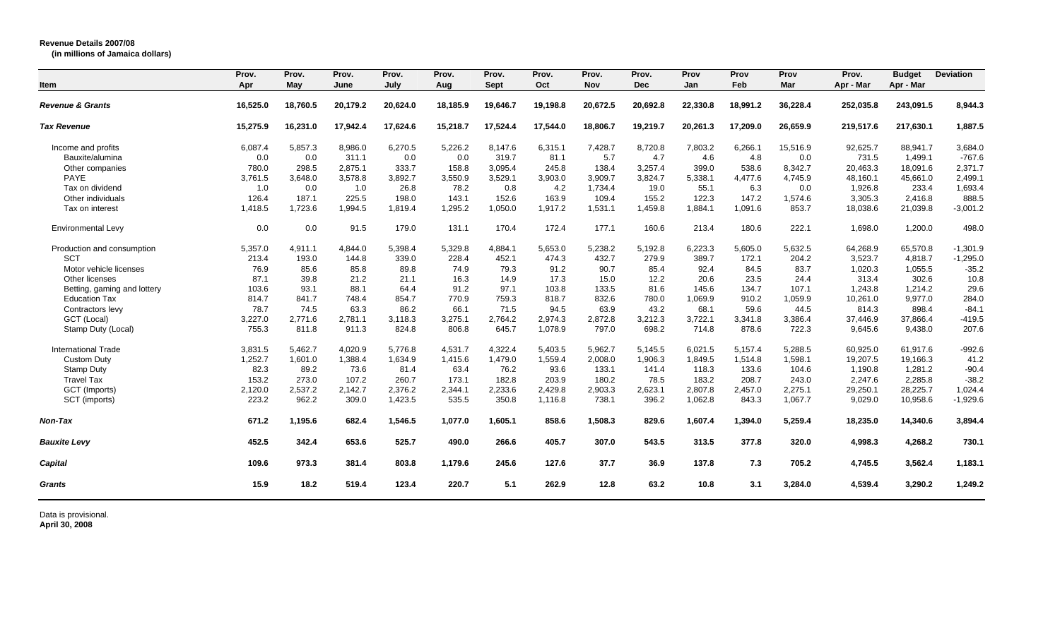**Revenue Details 2007/08**
**(in millions of Jamaica dollars)**

| Item | Prov. Apr | Prov. May | Prov. June | Prov. July | Prov. Aug | Prov. Sept | Prov. Oct | Prov. Nov | Prov. Dec | Prov Jan | Prov Feb | Prov Mar | Prov. Apr - Mar | Budget Apr - Mar | Deviation |
|---|---|---|---|---|---|---|---|---|---|---|---|---|---|---|---|
| ***Revenue & Grants*** | **16,525.0** | **18,760.5** | **20,179.2** | **20,624.0** | **18,185.9** | **19,646.7** | **19,198.8** | **20,672.5** | **20,692.8** | **22,330.8** | **18,991.2** | **36,228.4** | **252,035.8** | **243,091.5** | **8,944.3** |
| ***Tax Revenue*** | **15,275.9** | **16,231.0** | **17,942.4** | **17,624.6** | **15,218.7** | **17,524.4** | **17,544.0** | **18,806.7** | **19,219.7** | **20,261.3** | **17,209.0** | **26,659.9** | **219,517.6** | **217,630.1** | **1,887.5** |
| Income and profits | 6,087.4 | 5,857.3 | 8,986.0 | 6,270.5 | 5,226.2 | 8,147.6 | 6,315.1 | 7,428.7 | 8,720.8 | 7,803.2 | 6,266.1 | 15,516.9 | 92,625.7 | 88,941.7 | 3,684.0 |
| Bauxite/alumina | 0.0 | 0.0 | 311.1 | 0.0 | 0.0 | 319.7 | 81.1 | 5.7 | 4.7 | 4.6 | 4.8 | 0.0 | 731.5 | 1,499.1 | -767.6 |
| Other companies | 780.0 | 298.5 | 2,875.1 | 333.7 | 158.8 | 3,095.4 | 245.8 | 138.4 | 3,257.4 | 399.0 | 538.6 | 8,342.7 | 20,463.3 | 18,091.6 | 2,371.7 |
| PAYE | 3,761.5 | 3,648.0 | 3,578.8 | 3,892.7 | 3,550.9 | 3,529.1 | 3,903.0 | 3,909.7 | 3,824.7 | 5,338.1 | 4,477.6 | 4,745.9 | 48,160.1 | 45,661.0 | 2,499.1 |
| Tax on dividend | 1.0 | 0.0 | 1.0 | 26.8 | 78.2 | 0.8 | 4.2 | 1,734.4 | 19.0 | 55.1 | 6.3 | 0.0 | 1,926.8 | 233.4 | 1,693.4 |
| Other individuals | 126.4 | 187.1 | 225.5 | 198.0 | 143.1 | 152.6 | 163.9 | 109.4 | 155.2 | 122.3 | 147.2 | 1,574.6 | 3,305.3 | 2,416.8 | 888.5 |
| Tax on interest | 1,418.5 | 1,723.6 | 1,994.5 | 1,819.4 | 1,295.2 | 1,050.0 | 1,917.2 | 1,531.1 | 1,459.8 | 1,884.1 | 1,091.6 | 853.7 | 18,038.6 | 21,039.8 | -3,001.2 |
| Environmental Levy | 0.0 | 0.0 | 91.5 | 179.0 | 131.1 | 170.4 | 172.4 | 177.1 | 160.6 | 213.4 | 180.6 | 222.1 | 1,698.0 | 1,200.0 | 498.0 |
| Production and consumption | 5,357.0 | 4,911.1 | 4,844.0 | 5,398.4 | 5,329.8 | 4,884.1 | 5,653.0 | 5,238.2 | 5,192.8 | 6,223.3 | 5,605.0 | 5,632.5 | 64,268.9 | 65,570.8 | -1,301.9 |
| SCT | 213.4 | 193.0 | 144.8 | 339.0 | 228.4 | 452.1 | 474.3 | 432.7 | 279.9 | 389.7 | 172.1 | 204.2 | 3,523.7 | 4,818.7 | -1,295.0 |
| Motor vehicle licenses | 76.9 | 85.6 | 85.8 | 89.8 | 74.9 | 79.3 | 91.2 | 90.7 | 85.4 | 92.4 | 84.5 | 83.7 | 1,020.3 | 1,055.5 | -35.2 |
| Other licenses | 87.1 | 39.8 | 21.2 | 21.1 | 16.3 | 14.9 | 17.3 | 15.0 | 12.2 | 20.6 | 23.5 | 24.4 | 313.4 | 302.6 | 10.8 |
| Betting, gaming and lottery | 103.6 | 93.1 | 88.1 | 64.4 | 91.2 | 97.1 | 103.8 | 133.5 | 81.6 | 145.6 | 134.7 | 107.1 | 1,243.8 | 1,214.2 | 29.6 |
| Education Tax | 814.7 | 841.7 | 748.4 | 854.7 | 770.9 | 759.3 | 818.7 | 832.6 | 780.0 | 1,069.9 | 910.2 | 1,059.9 | 10,261.0 | 9,977.0 | 284.0 |
| Contractors levy | 78.7 | 74.5 | 63.3 | 86.2 | 66.1 | 71.5 | 94.5 | 63.9 | 43.2 | 68.1 | 59.6 | 44.5 | 814.3 | 898.4 | -84.1 |
| GCT (Local) | 3,227.0 | 2,771.6 | 2,781.1 | 3,118.3 | 3,275.1 | 2,764.2 | 2,974.3 | 2,872.8 | 3,212.3 | 3,722.1 | 3,341.8 | 3,386.4 | 37,446.9 | 37,866.4 | -419.5 |
| Stamp Duty (Local) | 755.3 | 811.8 | 911.3 | 824.8 | 806.8 | 645.7 | 1,078.9 | 797.0 | 698.2 | 714.8 | 878.6 | 722.3 | 9,645.6 | 9,438.0 | 207.6 |
| International Trade | 3,831.5 | 5,462.7 | 4,020.9 | 5,776.8 | 4,531.7 | 4,322.4 | 5,403.5 | 5,962.7 | 5,145.5 | 6,021.5 | 5,157.4 | 5,288.5 | 60,925.0 | 61,917.6 | -992.6 |
| Custom Duty | 1,252.7 | 1,601.0 | 1,388.4 | 1,634.9 | 1,415.6 | 1,479.0 | 1,559.4 | 2,008.0 | 1,906.3 | 1,849.5 | 1,514.8 | 1,598.1 | 19,207.5 | 19,166.3 | 41.2 |
| Stamp Duty | 82.3 | 89.2 | 73.6 | 81.4 | 63.4 | 76.2 | 93.6 | 133.1 | 141.4 | 118.3 | 133.6 | 104.6 | 1,190.8 | 1,281.2 | -90.4 |
| Travel Tax | 153.2 | 273.0 | 107.2 | 260.7 | 173.1 | 182.8 | 203.9 | 180.2 | 78.5 | 183.2 | 208.7 | 243.0 | 2,247.6 | 2,285.8 | -38.2 |
| GCT (Imports) | 2,120.0 | 2,537.2 | 2,142.7 | 2,376.2 | 2,344.1 | 2,233.6 | 2,429.8 | 2,903.3 | 2,623.1 | 2,807.8 | 2,457.0 | 2,275.1 | 29,250.1 | 28,225.7 | 1,024.4 |
| SCT (imports) | 223.2 | 962.2 | 309.0 | 1,423.5 | 535.5 | 350.8 | 1,116.8 | 738.1 | 396.2 | 1,062.8 | 843.3 | 1,067.7 | 9,029.0 | 10,958.6 | -1,929.6 |
| ***Non-Tax*** | **671.2** | **1,195.6** | **682.4** | **1,546.5** | **1,077.0** | **1,605.1** | **858.6** | **1,508.3** | **829.6** | **1,607.4** | **1,394.0** | **5,259.4** | **18,235.0** | **14,340.6** | **3,894.4** |
| ***Bauxite Levy*** | **452.5** | **342.4** | **653.6** | **525.7** | **490.0** | **266.6** | **405.7** | **307.0** | **543.5** | **313.5** | **377.8** | **320.0** | **4,998.3** | **4,268.2** | **730.1** |
| ***Capital*** | **109.6** | **973.3** | **381.4** | **803.8** | **1,179.6** | **245.6** | **127.6** | **37.7** | **36.9** | **137.8** | **7.3** | **705.2** | **4,745.5** | **3,562.4** | **1,183.1** |
| ***Grants*** | **15.9** | **18.2** | **519.4** | **123.4** | **220.7** | **5.1** | **262.9** | **12.8** | **63.2** | **10.8** | **3.1** | **3,284.0** | **4,539.4** | **3,290.2** | **1,249.2** |

Data is provisional.
**April 30, 2008**